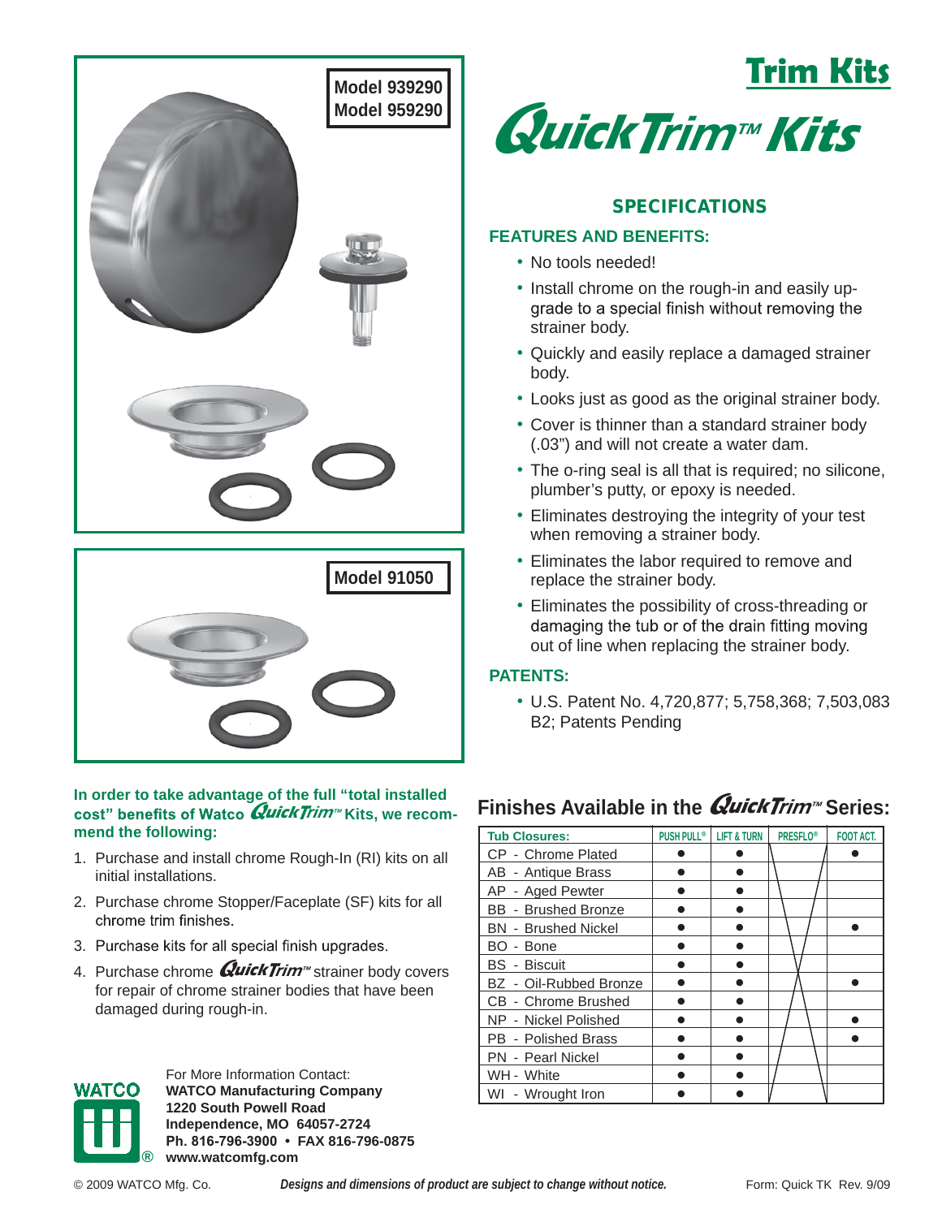**Model 939290**
**Model 959290**

**Model 91050**

# Trim Kits

## *QuickTrim™ Kits*

### SPECIFICATIONS

**FEATURES AND BENEFITS:**

- No tools needed!
- Install chrome on the rough-in and easily upgrade to a special finish without removing the strainer body.
- Quickly and easily replace a damaged strainer body.
- Looks just as good as the original strainer body.
- Cover is thinner than a standard strainer body (.03") and will not create a water dam.
- The o-ring seal is all that is required; no silicone, plumber's putty, or epoxy is needed.
- Eliminates destroying the integrity of your test when removing a strainer body.
- Eliminates the labor required to remove and replace the strainer body.
- Eliminates the possibility of cross-threading or damaging the tub or of the drain fitting moving out of line when replacing the strainer body.

**PATENTS:**

- U.S. Patent No. 4,720,877; 5,758,368; 7,503,083 B2; Patents Pending

**In order to take advantage of the full "total installed cost" benefits of Watco *QuickTrim™* Kits, we recommend the following:**

1. Purchase and install chrome Rough-In (RI) kits on all initial installations.
2. Purchase chrome Stopper/Faceplate (SF) kits for all chrome trim finishes.
3. Purchase kits for all special finish upgrades.
4. Purchase chrome *QuickTrim™* strainer body covers for repair of chrome strainer bodies that have been damaged during rough-in.

## Finishes Available in the *QuickTrim™* Series:

| Tub Closures: | PUSH PULL® | LIFT & TURN | PRESFLO® | FOOT ACT. |
|---|---|---|---|---|
| CP - Chrome Plated | ● | ● | | ● |
| AB - Antique Brass | ● | ● | | |
| AP - Aged Pewter | ● | ● | | |
| BB - Brushed Bronze | ● | ● | | |
| BN - Brushed Nickel | ● | ● | | ● |
| BO - Bone | ● | ● | | |
| BS - Biscuit | ● | ● | | |
| BZ - Oil-Rubbed Bronze | ● | ● | | ● |
| CB - Chrome Brushed | ● | ● | | |
| NP - Nickel Polished | ● | ● | | ● |
| PB - Polished Brass | ● | ● | | ● |
| PN - Pearl Nickel | ● | ● | | |
| WH - White | ● | ● | | |
| WI - Wrought Iron | ● | ● | | |

For More Information Contact:
**WATCO Manufacturing Company**
**1220 South Powell Road**
**Independence, MO 64057-2724**
**Ph. 816-796-3900 • FAX 816-796-0875**
**www.watcomfg.com**

© 2009 WATCO Mfg. Co. *Designs and dimensions of product are subject to change without notice.* Form: Quick TK Rev. 9/09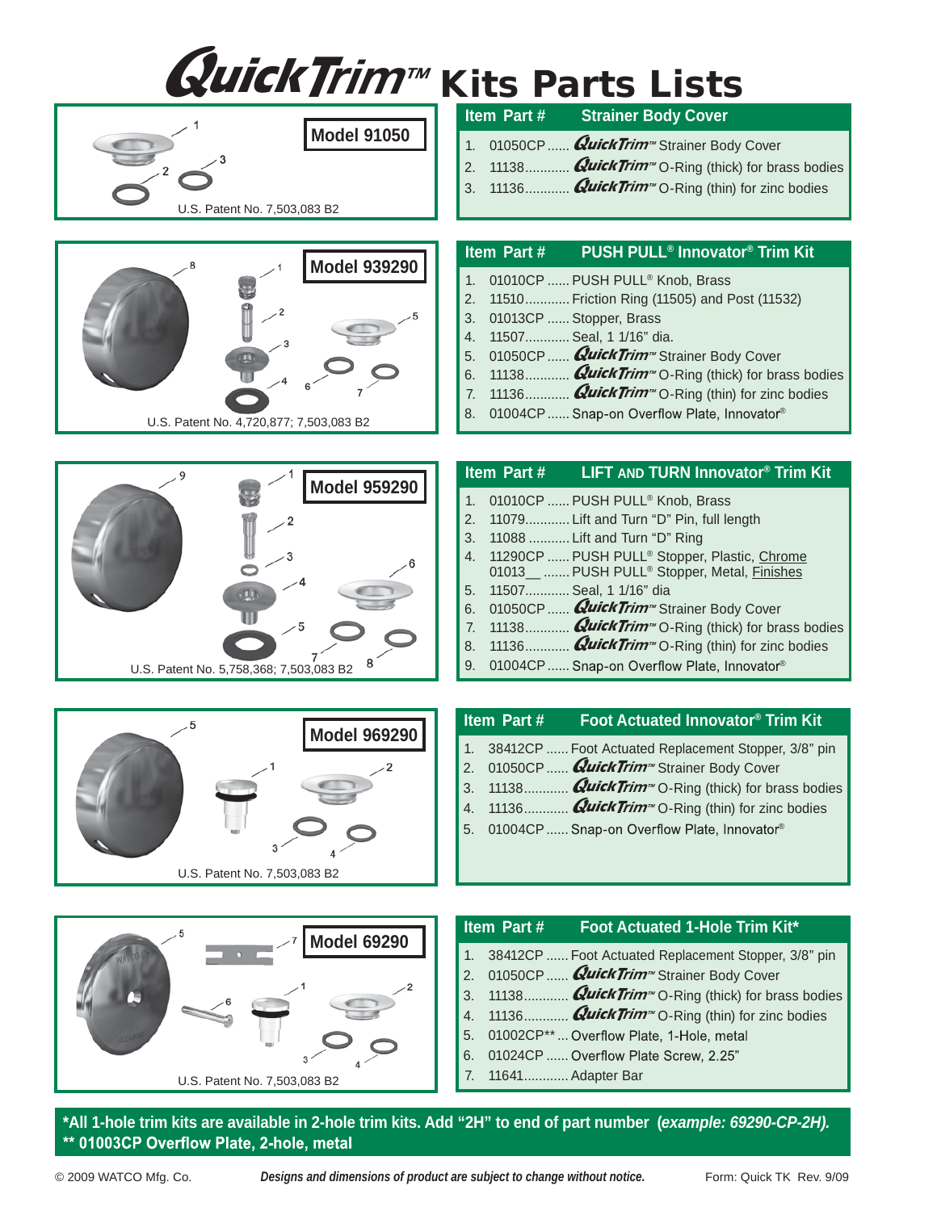# QuickTrim™ Kits Parts Lists

**Model 91050**

U.S. Patent No. 7,503,083 B2

| Item | Part # | Strainer Body Cover |
| --- | --- | --- |
| 1. | 01050CP | QuickTrim™ Strainer Body Cover |
| 2. | 11138 | QuickTrim™ O-Ring (thick) for brass bodies |
| 3. | 11136 | QuickTrim™ O-Ring (thin) for zinc bodies |

**Model 939290**

U.S. Patent No. 4,720,877; 7,503,083 B2

| Item | Part # | PUSH PULL® Innovator® Trim Kit |
| --- | --- | --- |
| 1. | 01010CP | PUSH PULL® Knob, Brass |
| 2. | 11510 | Friction Ring (11505) and Post (11532) |
| 3. | 01013CP | Stopper, Brass |
| 4. | 11507 | Seal, 1 1/16" dia. |
| 5. | 01050CP | QuickTrim™ Strainer Body Cover |
| 6. | 11138 | QuickTrim™ O-Ring (thick) for brass bodies |
| 7. | 11136 | QuickTrim™ O-Ring (thin) for zinc bodies |
| 8. | 01004CP | Snap-on Overflow Plate, Innovator® |

**Model 959290**

U.S. Patent No. 5,758,368; 7,503,083 B2

| Item | Part # | LIFT AND TURN Innovator® Trim Kit |
| --- | --- | --- |
| 1. | 01010CP | PUSH PULL® Knob, Brass |
| 2. | 11079 | Lift and Turn "D" Pin, full length |
| 3. | 11088 | Lift and Turn "D" Ring |
| 4. | 11290CP | PUSH PULL® Stopper, Plastic, Chrome |
| | 01013__ | PUSH PULL® Stopper, Metal, Finishes |
| 5. | 11507 | Seal, 1 1/16" dia |
| 6. | 01050CP | QuickTrim™ Strainer Body Cover |
| 7. | 11138 | QuickTrim™ O-Ring (thick) for brass bodies |
| 8. | 11136 | QuickTrim™ O-Ring (thin) for zinc bodies |
| 9. | 01004CP | Snap-on Overflow Plate, Innovator® |

**Model 969290**

U.S. Patent No. 7,503,083 B2

| Item | Part # | Foot Actuated Innovator® Trim Kit |
| --- | --- | --- |
| 1. | 38412CP | Foot Actuated Replacement Stopper, 3/8" pin |
| 2. | 01050CP | QuickTrim™ Strainer Body Cover |
| 3. | 11138 | QuickTrim™ O-Ring (thick) for brass bodies |
| 4. | 11136 | QuickTrim™ O-Ring (thin) for zinc bodies |
| 5. | 01004CP | Snap-on Overflow Plate, Innovator® |

**Model 69290**

U.S. Patent No. 7,503,083 B2

| Item | Part # | Foot Actuated 1-Hole Trim Kit* |
| --- | --- | --- |
| 1. | 38412CP | Foot Actuated Replacement Stopper, 3/8" pin |
| 2. | 01050CP | QuickTrim™ Strainer Body Cover |
| 3. | 11138 | QuickTrim™ O-Ring (thick) for brass bodies |
| 4. | 11136 | QuickTrim™ O-Ring (thin) for zinc bodies |
| 5. | 01002CP** | Overflow Plate, 1-Hole, metal |
| 6. | 01024CP | Overflow Plate Screw, 2.25" |
| 7. | 11641 | Adapter Bar |

**\*All 1-hole trim kits are available in 2-hole trim kits. Add "2H" to end of part number (*example: 69290-CP-2H).***
**\*\* 01003CP Overflow Plate, 2-hole, metal**

© 2009 WATCO Mfg. Co. *Designs and dimensions of product are subject to change without notice.* Form: Quick TK Rev. 9/09